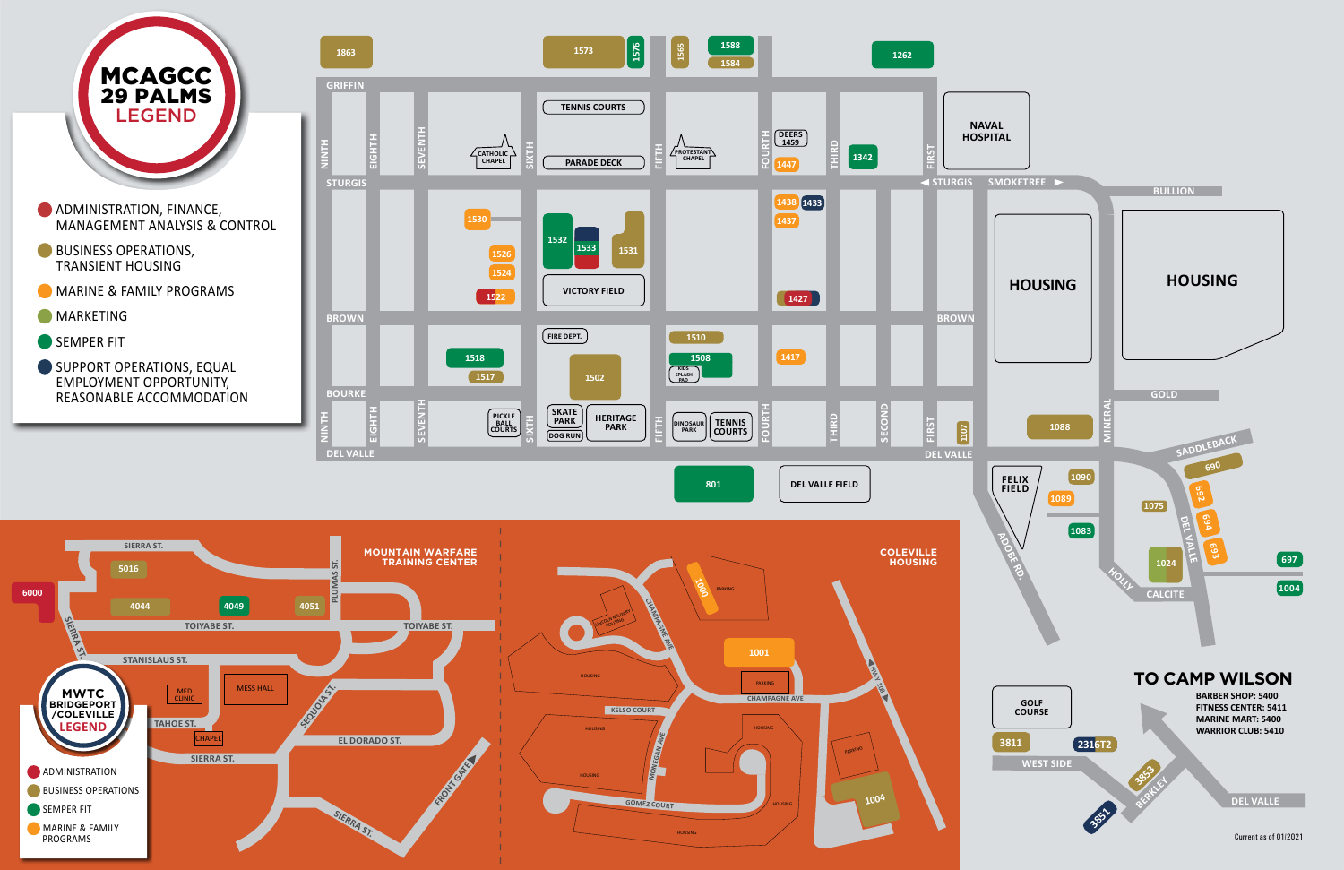# MCAGCC 29 PALMS LEGEND

- ADMINISTRATION, FINANCE, MANAGEMENT ANALYSIS & CONTROL
- BUSINESS OPERATIONS, TRANSIENT HOUSING
- MARINE & FAMILY PROGRAMS
- MARKETING
- SEMPER FIT
- SUPPORT OPERATIONS, EQUAL EMPLOYMENT OPPORTUNITY, REASONABLE ACCOMMODATION

GRIFFIN, STURGIS, BROWN, BOURKE, DEL VALLE, NINTH, EIGHTH, SEVENTH, SIXTH, FIFTH, FOURTH, THIRD, SECOND, FIRST, SMOKETREE, BULLION, GOLD, MINERAL, SADDLEBACK, CALCITE, HOLLY, ADOBE RD., DEL VALLE

1863, 1573, 1576, 1565, 1588, 1584, 1262, CATHOLIC CHAPEL, TENNIS COURTS, PARADE DECK, PROTESTANT CHAPEL, DEERS 1459, 1447, 1342, NAVAL HOSPITAL, 1530, 1526, 1524, 1522, 1532, 1533, 1531, VICTORY FIELD, 1438, 1433, 1437, 1427, HOUSING, HOUSING, FIRE DEPT., 1518, 1517, 1502, 1510, 1508, KIDS SPLASH PAD, 1417, PICKLE BALL COURTS, SKATE PARK, DOG RUN, HERITAGE PARK, DINOSAUR PARK, TENNIS COURTS, 1107, 1088, 801, DEL VALLE FIELD, FELIX FIELD, 1090, 1089, 1083, 1075, 690, 692, 694, 693, 1024, 697, 1004

## MOUNTAIN WARFARE TRAINING CENTER

SIERRA ST., 5016, 6000, 4044, 4049, 4051, PLUMAS ST., TOIYABE ST., STANISLAUS ST., MED CLINIC, MESS HALL, TAHOE ST., CHAPEL, SEQUOIA ST., EL DORADO ST., SIERRA ST., FRONT GATE

# MWTC BRIDGEPORT /COLEVILLE LEGEND

- ADMINISTRATION
- BUSINESS OPERATIONS
- SEMPER FIT
- MARINE & FAMILY PROGRAMS

## COLEVILLE HOUSING

1000, PARKING, LINCOLN MILITARY HOUSING, CHAMPAGNE AVE, HOUSING, 1001, PARKING, KELSO COURT, MOREGAN AVE, GOMEZ COURT, HWY 108, 1004

GOLF COURSE, 3811, 2316T2, WEST SIDE, 3853, BERKLEY, 3851, DEL VALLE

## TO CAMP WILSON

BARBER SHOP: 5400
FITNESS CENTER: 5411
MARINE MART: 5400
WARRIOR CLUB: 5410

Current as of 01/2021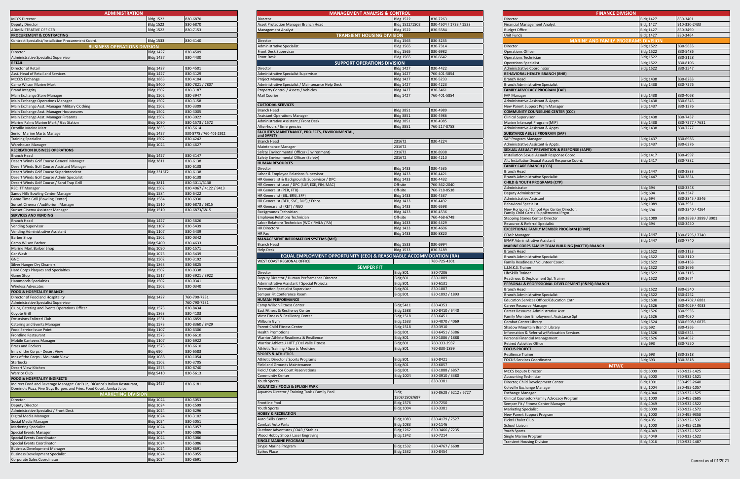## ADMINISTRATION

| | | |
|---|---|---|
| MCCS Director | Bldg 1522 | 830-6870 |
| Deputy Director | Bldg 1522 | 830-6870 |
| ADMINISTRATIVE OFFICER | Bldg 1522 | 830-7153 |
| **PROCUREMENT & CONTRACTING** | | |
| Contract Specialist/Installation Procurement Coord. | Bldg 1533 | 830-3140 |

## BUSINESS OPERATIONS DIVISION

| | | |
|---|---|---|
| Director | Bldg 1427 | 830-4509 |
| Administrative Specialist Supervisor | Bldg 1427 | 830-4430 |
| **RETAIL** | | |
| Director of Retail | Bldg 1427 | 830-4501 |
| Asst. Head of Retail and Services | Bldg 1427 | 830-3129 |
| MCCES Exchange | Bldg 1863 | 830-4104 |
| Camp Wilson Marine Mart | Bldg 5400 | 830-7821 / 7807 |
| Brand Integrity | Bldg 1502 | 830-3187 |
| Main Exchange Store Manager | Bldg 1502 | 830-3947 |
| Main Exchange Operations Manager | Bldg 1502 | 830-3158 |
| Main Exchange Asst. Manager Military Clothing | Bldg 1502 | 830-3309 |
| Main Exchange Asst. Manager Housewares | Bldg 1502 | 830-3005 |
| Main Exchange Asst. Manager Firearms | Bldg 1502 | 830-3022 |
| Marine Palms Marine Mart / Gas Station | Bldg 1090 | 830-1573 / 1572 |
| Ocotillo Marine Mart | Bldg 3853 | 830-5614 |
| Senior Marine Marts Manager | Bldg 1427 | 830-5775 / 760-401-2922 |
| Training Specialist | Bldg 1502 | 830-4242 |
| Warehouse Manager | Bldg 1024 | 830-4627 |
| **RECREATION BUSINESS OPERATIONS** | | |
| Branch Head | Bldg 1427 | 830-3147 |
| Desert Winds Golf Course General Manager | Bldg 3811 | 830-6138 |
| Desert Winds Golf Course Assistant Manager | | 830-6138 |
| Desert Winds Golf Course Superintendent | Bldg 2316T2 | 830-6138 |
| Desert Winds Golf Course Admin Specialist | | 830-6138 |
| Desert Winds Golf Course / Sand Trap Grill | Bldg 3811 | 830-3011/6138 |
| REC ITT Manager | Bldg 1502 | 830-4067 / 4122 / 9413 |
| Sandy Hills Bowling Center Manager | Bldg 1584 | 830-6422 |
| Game Time Grill (Bowling Center) | Bldg 1584 | 830-6930 |
| Sunset Cinema / Auditorium Manager | Bldg 1510 | 830-6873 / 6815 |
| Sunset Cinema Assistant Manager | Bldg 1510 | 830-6873/6815 |
| **SERVICES AND VENDING** | | |
| Branch Head | Bldg 1427 | 830-5626 |
| Vending Supervisor | Bldg 1107 | 830-5439 |
| Vending Administrative Assistant | Bldg 1107 | 830-5439 |
| Barber Shop | Bldg 1502 | 830-0342 |
| Camp Wilson Barber | Bldg 5400 | 830-4633 |
| Marine Mart Barber Shop | Bldg 1090 | 830-1571 |
| Car Wash | Bldg 1075 | 830-5439 |
| GNC | Bldg 1502 | 830-3192 |
| Silver Hanger Dry Cleaners | Bldg 1863 | 830-6825 |
| Hard Corps Plaques and Specialties | Bldg 1502 | 830-0338 |
| Game Stop | Bldg 1517 | 830-3921 / 3922 |
| Hammonds Specialties | Bldg 1502 | 830-0341 |
| Wireless Advocates | Bldg 1502 | 830-0340 |
| **FOOD & HOSPITALITY BRANCH** | | |
| Director of Food and Hospitality | Bldg 1427 | 760-790-7231 |
| Administrative Specialist Supervisor | | 760-790-7231 |
| Clubs, Catering and Events Operations Officer | Bldg 1573 | 830-8434 |
| Coyote Grill | Bldg 1863 | 830-4103 |
| Excursions Enlisted Club | Bldg 1531 | 830-6859 |
| Catering and Events Manager | Bldg 1573 | 830-8360 / 8429 |
| Food Service Issue Point | Bldg 1107 | 830-6306 |
| Frontline Restaurant | Bldg 1573 | 830-6610 |
| Mobile Canteens Manager | Bldg 1107 | 830-6922 |
| Brass and Rockers | Bldg 1573 | 830-6610 |
| Inns of the Corps - Desert View | Bldg 690 | 830-6583 |
| Inns of the Corps - Mountain View | Bldg 1088 | 830-1054 |
| Starbucks | Bldg 1502 | 830-3705 |
| Desert View Kitchen | Bldg 1573 | 830-8740 |
| Warrior Club | Bldg 5410 | 830-5613 |
| **FOOD & HOSPITALITY INDIRECTS** | | |
| Indirect Food and Beverage Manager: Carl's Jr., DiCarlos's Italian Restaurant, Domino's Pizza, Five Guys Burgers and Fries, Food Court, Jamba Juice. | Bldg 1427 | 830-6181 |

## MARKETING DIVISION

| | | |
|---|---|---|
| Director | Bldg 1024 | 830-5053 |
| Deputy Director | Bldg 1024 | 830-1599 |
| Administrative Specialist / Front Desk | Bldg 1024 | 830-6296 |
| Digital Media Manager | Bldg 1024 | 830-3102 |
| Social Media Manager | Bldg 1024 | 830-5051 |
| Marketing Specialist | Bldg 1024 | 830-5057 |
| Special Events Manager | Bldg 1024 | 830-5086 |
| Special Events Coordinator | Bldg 1024 | 830-5086 |
| Special Events Coordinator | Bldg 1024 | 830-5086 |
| Business Development Manager | Bldg 1024 | 830-8691 |
| Business Development Specialist | Bldg 1024 | 830-5055 |
| Corporate Sales Coordinator | Bldg 1024 | 830-8691 |

## MANAGEMENT ANALYSIS & CONTROL

| | | |
|---|---|---|
| Director | Bldg 1522 | 830-7263 |
| Asset Protection Manager Branch Head | Bldg 1522/1502 | 830-4504 / 1733 / 1533 |
| Management Analyst | Bldg 1522 | 830-5584 |

## TRANSIENT HOUSING DIVISION

| | | |
|---|---|---|
| Director | Bldg 1565 | 830-3235 |
| Administrative Specialist | Bldg 1565 | 830-7314 |
| Front Desk Supervisor | Bldg 1565 | 830-6982 |
| Front Desk | Bldg 1565 | 830-6642 |

## SUPPORT OPERATIONS DIVISION

| | | |
|---|---|---|
| Director | Bldg 1427 | 830-4422 |
| Administrative Specialist Supervisor | Bldg 1427 | 760-401-5854 |
| Project Manager | Bldg 1427 | 830-5233 |
| Administrative Specialist / Maintenance Help Desk | Bldg 1427 | 830-4223 |
| Property Control / Assets / Vehicles | Bldg 1427 | 830-3461 |
| Mail Courier | Bldg 1427 | 760-401-5854 |
| **CUSTODIAL SERVICES** | | |
| Branch Head | Bldg 3851 | 830-4989 |
| Assistant Operations Manager | Bldg 3851 | 830-4986 |
| Administrative Assistant / Front Desk | Bldg 3851 | 830-4985 |
| After-hours / Emergencies | Bldg 3851 | 760-217-8758 |
| **FACILITIES MAINTENANCE, PROJECTS, ENVIRONMENTAL, and SAFETY** | | |
| Branch Head | 2316T2 | 830-4224 |
| Maintenance Manager | 2316T2 | |
| Safety Environmental Officer (Environment) | 2316T2 | 830-8938 |
| Safety Environmental Officer (Safety) | 2316T2 | 830-4210 |
| **HUMAN RESOURCES** | | |
| Director | Bldg 1433 | 830-4535 |
| Labor & Employee Relations Supervisor | Bldg 1433 | 830-4421 |
| HR Generalist & Backgrounds Supervisor / DPC | Bldg 1433 | 830-4432 |
| HR Generalist Lead / DPC (SUP, EXE, FIN, MAC) | Off-site | 760-362-2040 |
| HR Generalist (PER, FTB) | Off-site | 760-718-8538 |
| HR Generalist (BIL, BRG, SFP) | Bldg 1433 | 830-4537 |
| HR Generalist (BFH, SVC, BUS) / Ethos | Bldg 1433 | 830-4492 |
| HR Genearalist (RET) / NEO | Bldg 1433 | 830-6598 |
| Backgrounds Technician | Bldg 1433 | 830-4536 |
| Employee Relations Technician | Off-site | 760-468-6748 |
| Labor Relations Technician (WC / FMLA / RA) | Bldg 1433 | 830-4429 |
| HR Directory | Bldg 1433 | 830-4606 |
| HR Fax | Bldg 1433 | 830-8820 |
| **MANAGEMENT INFORMATION SYSTEMS (MIS)** | | |
| Branch Head | Bldg 1533 | 830-6994 |
| Help Desk | Bldg 1533 | 830-3189 |

## EQUAL EMPLOYMENT OPPORTUNITY (EEO) & REASONABLE ACCOMMODATION (RA)

| | | |
|---|---|---|
| WEST COAST REGIONAL OFFICE | | 760-725-4301 |

## SEMPER FIT

| | | |
|---|---|---|
| Director | Bldg 801 | 830-7206 |
| Deputy Director / Human Performance Director | Bldg 801 | 830-1889 |
| Administrative Assistant / Special Projects | Bldg 801 | 830-6131 |
| Recreation Specialist Supervisor | Bldg 801 | 830-1887 |
| Semper Fit Conference Room | Bldg 801 | 830-1892 / 1893 |
| **HUMAN PERFORMANCE** | | |
| Camp Wilson Fitness Center | Bldg 5411 | 830-4353 |
| East Fitness & Resiliency Center | Bldg 1588 | 830-8410 / 6440 |
| West Fitness & Resiliency Center | Bldg 1518 | 830-6451 |
| Wilburn Gym | Bldg 1533 | 830-4070 / 4069 |
| Parent Child Fitness Center | Bldg 1518 | 830-3910 |
| Health Promotions | Bldg 801 | 830-6451 / 5386 |
| Warrior Athlete Readiness & Resilience | Bldg 801 | 830-1886 / 1888 |
| Warrior Athlete / HITT / Del Valle Fitness | Bldg 801 | 760-333-2937 |
| Athletic Training / Sports Medicine | Bldg 801 | 760-830-1899 |
| **SPORTS & ATHLETICS** | | |
| Athletic Director / Sports Programs | Bldg 801 | 830-8421 |
| Field and Grounds Maintenance | Bldg 801 | 830-6857 |
| Field / Outdoor Court Reservations | Bldg 801 | 830-1888 / 6857 |
| Community Center | Bldg 1004 | 830-3910 / 3380 |
| Youth Sports | | 830-3381 |
| **AQUATICS / POOLS & SPLASH PARK** | | |
| Aquatics Director / Training Tank / Family Pool | Bldg 1508/1508/697 | 830-8628 / 6212 / 6727 |
| Frontline Pool | Bldg 1576 | 830-7250 |
| Youth Sports | Bldg 1004 | 830-3381 |
| **HOBBY & RECREATION** | | |
| Auto Skills Center | Bldg 1083 | 830-4179 / 7527 |
| Combat Auto Parts | Bldg 1083 | 830-1146 |
| Outdoor Adventures / OAR / Stables | Bldg 1262 | 830-3466 / 7235 |
| Wood Hobby Shop / Laser Engraving | Bldg 1342 | 830-7214 |
| **SINGLE MARINE PROGRAM** | | |
| Single Marine Program | Bldg 1532 | 830-4767 / 6608 |
| Spikes Place | Bldg 1532 | 830-8454 |

## FINANCE DIVISION

| | | |
|---|---|---|
| Director | Bldg 1427 | 830-3401 |
| Financial Management Analyst | Bldg 1427 | 910-330-2433 |
| Budget Office | Bldg 1427 | 830-3490 |
| Unit Funds | Bldg 1427 | 830-3464 |

## MARINE AND FAMILY PROGRAMS DIVISION

| | | |
|---|---|---|
| Director | Bldg 1522 | 830-5635 |
| Operations Officer | Bldg 1522 | 830-5486 |
| Operations Technician | Bldg 1522 | 830-3128 |
| Operations Specialist | Bldg 1522 | 830-8106 |
| Administrative Coordinator | Bldg 1522 | 830-3547 |
| **BEHAVIORAL HEALTH BRANCH (BHB)** | | |
| Branch Head | Bldg 1438 | 830-8283 |
| Branch Administrative Specialist | Bldg 1438 | 830-7276 |
| **FAMILY ADVOCACY PROGRAM (FAP)** | | |
| FAP Manager | Bldg 1438 | 830-4068 |
| Administrative Assistant & Appts. | Bldg 1438 | 830-6345 |
| New Parent Support Prgm Manager | Bldg 1437 | 830-1376 |
| **COMMUNITY COUNSELING CENTER (CCC)** | | |
| Clinical Supervisor | Bldg 1438 | 830-7457 |
| Marine Intercept Program (MIP) | Bldg 1438 | 830-7277 / 7631 |
| Administrative Assistant & Appts. | Bldg 1438 | 830-7277 |
| **SUBSTANCE ABUSE PROGRAM (SAP)** | | |
| SAP Program Manager | Bldg 1437 | 830-6986 |
| Administrative Assistant & Appts. | Bldg 1437 | 830-6376 |
| **SEXUAL ASSAULT PREVENTION & RESPONSE (SAPR)** | | |
| Installation Sexual Assault Response Coord. | Bldg 1417 | 830-4997 |
| Alt. Installation Sexual Assault Response Coord. | Bldg 1417 | 830-7332 |
| **FAMILY CARE BRANCH (FCB)** | | |
| Branch Head | Bldg 1447 | 830-3833 |
| Branch Administrative Specialist | Bldg 1447 | 830-3834 |
| **CHILD & YOUTH PROGRAMS (CYP)** | | |
| Administrator | Bldg 694 | 830-3348 |
| Deputy Administrator | Bldg 694 | 830-3347 |
| Administrative Assistant | Bldg 694 | 830-3345 / 3346 |
| Behavioral Specialist | Bldg 1089 | 830-3951 |
| New Horizons / School Age Center Director, Family Child Care / Supplemental Prgm | Bldg 694 | 830-3340 / 4264 |
| Stepping Stones Center Director | Bldg 1089 | 830-3898 / 3899 / 3901 |
| Resource & Referral Specialist | Bldg 694 | 830-3450 |
| **EXCEPTIONAL FAMILY MEMBER PROGRAM (EFMP)** | | |
| EFMP Manager | Bldg 1447 | 830-8795 / 7740 |
| EFMP Administrative Assistant | Bldg 1447 | 830-7740 |
| **MARINE CORPS FAMILY TEAM BUILDING (MCFTB) BRANCH** | | |
| Branch Head | Bldg 1522 | 830-3123 |
| Branch Administrative Specialist | Bldg 1522 | 830-3110 |
| Family Readiness / Volunteer Coord. | Bldg 1522 | 830-4163 |
| L.I.N.K.S. Trainer | Bldg 1522 | 830-1696 |
| LifeSkills Trainer | Bldg 1522 | 830-3115 |
| Readiness & Deployment Spt Trainer | Bldg 1522 | 830-3674 |
| **PERSONAL & PROFESSIONAL DEVELOPMENT (P&PD) BRANCH** | | |
| Branch Head | Bldg 1522 | 830-6540 |
| Branch Administrative Specialist | Bldg 1522 | 830-4262 |
| Education Services Officer/Education Cntr | Bldg 1530 | 830-4702 / 6881 |
| Career Resource Manager | Bldg 1526 | 830-4029 / 4033 |
| Career Resource Administrative Asst. | Bldg 1526 | 830-5955 |
| Family Member Employment Assistance Spt | Bldg 1526 | 830-4030 |
| Combat Center Library | Bldg 1524 | 830-6508 / 6875 |
| Shadow Mountain Branch Library | Bldg 692 | 830-4265 |
| Information & Referral w/Relocation Services | Bldg 1526 | 830-6344 |
| Personal Financial Management | Bldg 1526 | 830-4032 |
| Retired Activities Office | Bldg 693 | 830-7550 |
| **FOCUS PROJECT** | | |
| Resilience Trainer | Bldg 693 | 830-3818 |
| FOCUS Services Coordinator | Bldg 693 | 830-3818 |

## MTWC

| | | |
|---|---|---|
| MCCS Deputy Director | Bldg 6000 | 760-932-1425 |
| Accounting Technician | Bldg 6000 | 760-932-1521 |
| Director, Child Development Center | Bldg 1001 | 530-495-2640 |
| Coleville Exchange Manager | Bldg 1004 | 530-495-1057 |
| Exchange Manager | Bldg 4044 | 760-932-1525 |
| Clinical Counselor/Family Advocacy Program | Bldg 1000 | 530-495-2685 |
| Semper Fit / Fitness Center Manager | Bldg 4049 | 760-932-1522 |
| Marketing Specialist | Bldg 6000 | 760-932-1572 |
| New Parent Support Program | Bldg 1000 | 530-495-9358 |
| Pickel Chalet Club | Bldg 4051 | 760-932-1532 |
| School Liaison | Bldg 1000 | 530-495-2186 |
| Youth Sports | Bldg 4049 | 760-932-1522 |
| Single Marine Program | Bldg 4049 | 760-932-1522 |
| Transient Housing Division | Bldg 5016 | 760-932-1487 |

Current as of 01/2021